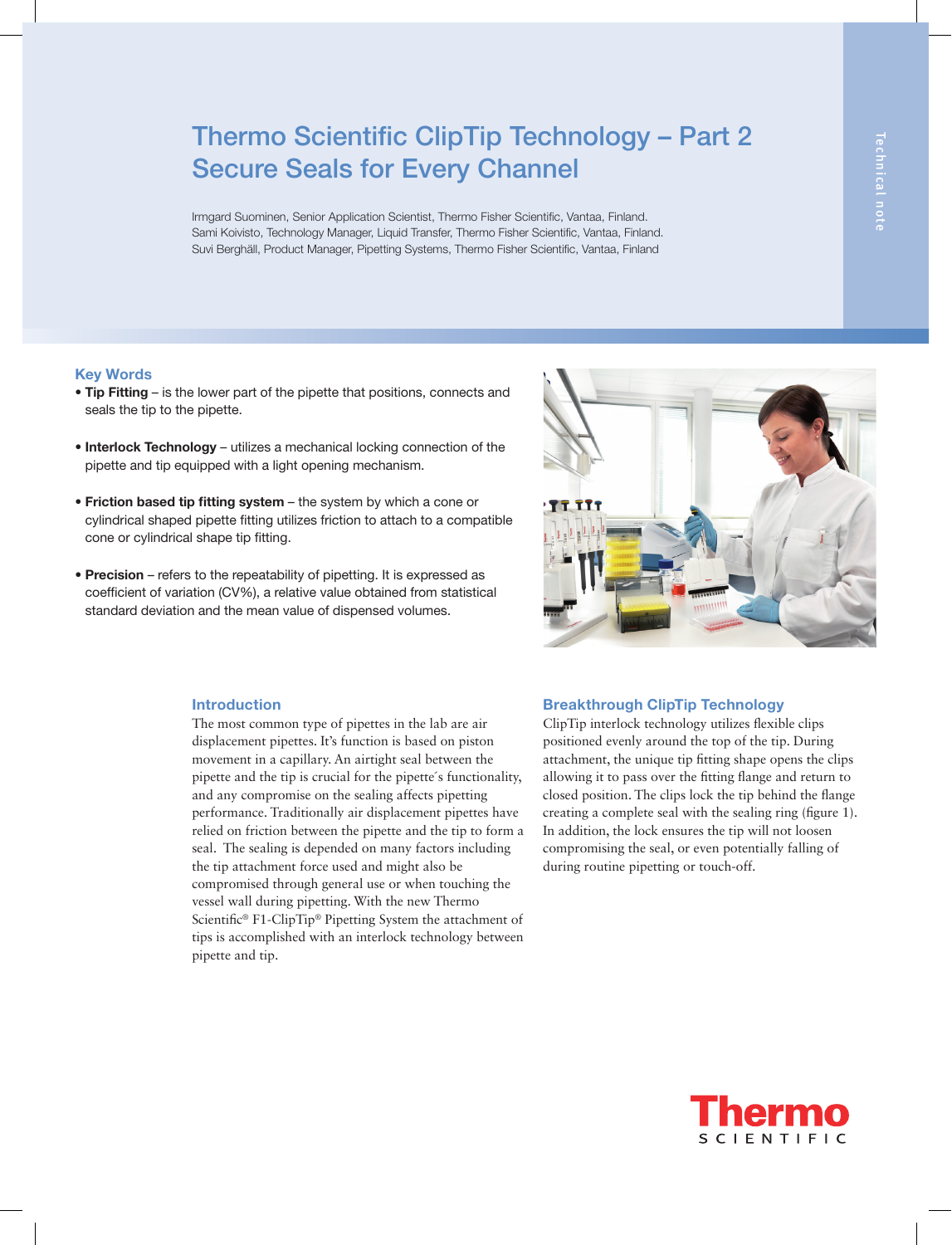# Thermo Scientific ClipTip Technology – Part 2
# Secure Seals for Every Channel

Irmgard Suominen, Senior Application Scientist, Thermo Fisher Scientific, Vantaa, Finland.
Sami Koivisto, Technology Manager, Liquid Transfer, Thermo Fisher Scientific, Vantaa, Finland.
Suvi Berghäll, Product Manager, Pipetting Systems, Thermo Fisher Scientific, Vantaa, Finland

Technical note

## Key Words

- **Tip Fitting** – is the lower part of the pipette that positions, connects and seals the tip to the pipette.
- **Interlock Technology** – utilizes a mechanical locking connection of the pipette and tip equipped with a light opening mechanism.
- **Friction based tip fitting system** – the system by which a cone or cylindrical shaped pipette fitting utilizes friction to attach to a compatible cone or cylindrical shape tip fitting.
- **Precision** – refers to the repeatability of pipetting. It is expressed as coefficient of variation (CV%), a relative value obtained from statistical standard deviation and the mean value of dispensed volumes.

## Introduction

The most common type of pipettes in the lab are air displacement pipettes. It's function is based on piston movement in a capillary. An airtight seal between the pipette and the tip is crucial for the pipette´s functionality, and any compromise on the sealing affects pipetting performance. Traditionally air displacement pipettes have relied on friction between the pipette and the tip to form a seal. The sealing is depended on many factors including the tip attachment force used and might also be compromised through general use or when touching the vessel wall during pipetting. With the new Thermo Scientific® F1-ClipTip® Pipetting System the attachment of tips is accomplished with an interlock technology between pipette and tip.

## Breakthrough ClipTip Technology

ClipTip interlock technology utilizes flexible clips positioned evenly around the top of the tip. During attachment, the unique tip fitting shape opens the clips allowing it to pass over the fitting flange and return to closed position. The clips lock the tip behind the flange creating a complete seal with the sealing ring (figure 1). In addition, the lock ensures the tip will not loosen compromising the seal, or even potentially falling of during routine pipetting or touch-off.

Thermo SCIENTIFIC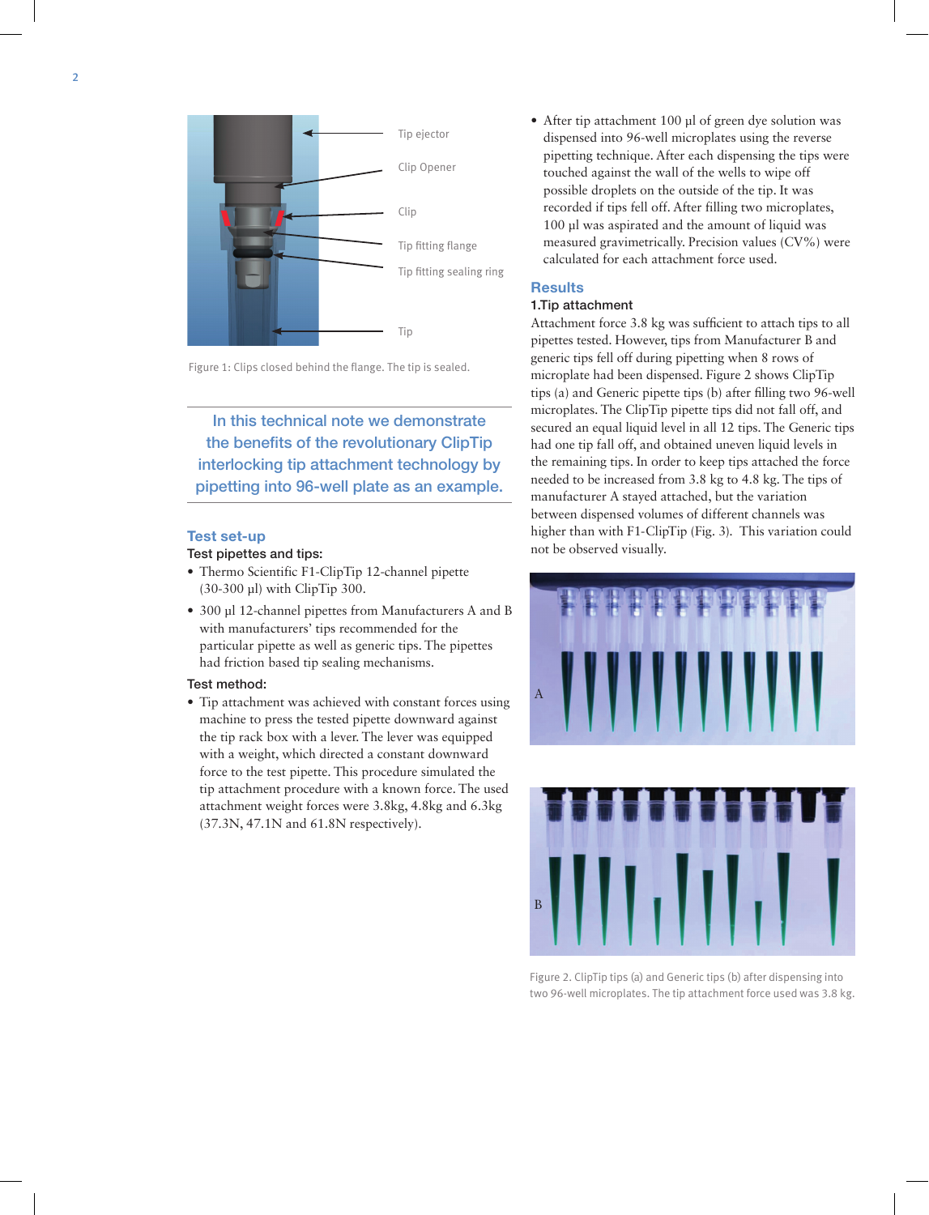Tip ejector

Clip Opener

Clip

Tip fitting flange

Tip fitting sealing ring

Tip

Figure 1: Clips closed behind the flange. The tip is sealed.

**In this technical note we demonstrate the benefits of the revolutionary ClipTip interlocking tip attachment technology by pipetting into 96-well plate as an example.**

## Test set-up

### Test pipettes and tips:

- Thermo Scientific F1-ClipTip 12-channel pipette (30-300 µl) with ClipTip 300.
- 300 µl 12-channel pipettes from Manufacturers A and B with manufacturers' tips recommended for the particular pipette as well as generic tips. The pipettes had friction based tip sealing mechanisms.

### Test method:

- Tip attachment was achieved with constant forces using machine to press the tested pipette downward against the tip rack box with a lever. The lever was equipped with a weight, which directed a constant downward force to the test pipette. This procedure simulated the tip attachment procedure with a known force. The used attachment weight forces were 3.8kg, 4.8kg and 6.3kg (37.3N, 47.1N and 61.8N respectively).
- After tip attachment 100 µl of green dye solution was dispensed into 96-well microplates using the reverse pipetting technique. After each dispensing the tips were touched against the wall of the wells to wipe off possible droplets on the outside of the tip. It was recorded if tips fell off. After filling two microplates, 100 µl was aspirated and the amount of liquid was measured gravimetrically. Precision values (CV%) were calculated for each attachment force used.

## Results

### 1.Tip attachment

Attachment force 3.8 kg was sufficient to attach tips to all pipettes tested. However, tips from Manufacturer B and generic tips fell off during pipetting when 8 rows of microplate had been dispensed. Figure 2 shows ClipTip tips (a) and Generic pipette tips (b) after filling two 96-well microplates. The ClipTip pipette tips did not fall off, and secured an equal liquid level in all 12 tips. The Generic tips had one tip fall off, and obtained uneven liquid levels in the remaining tips. In order to keep tips attached the force needed to be increased from 3.8 kg to 4.8 kg. The tips of manufacturer A stayed attached, but the variation between dispensed volumes of different channels was higher than with F1-ClipTip (Fig. 3). This variation could not be observed visually.

A

B

Figure 2. ClipTip tips (a) and Generic tips (b) after dispensing into two 96-well microplates. The tip attachment force used was 3.8 kg.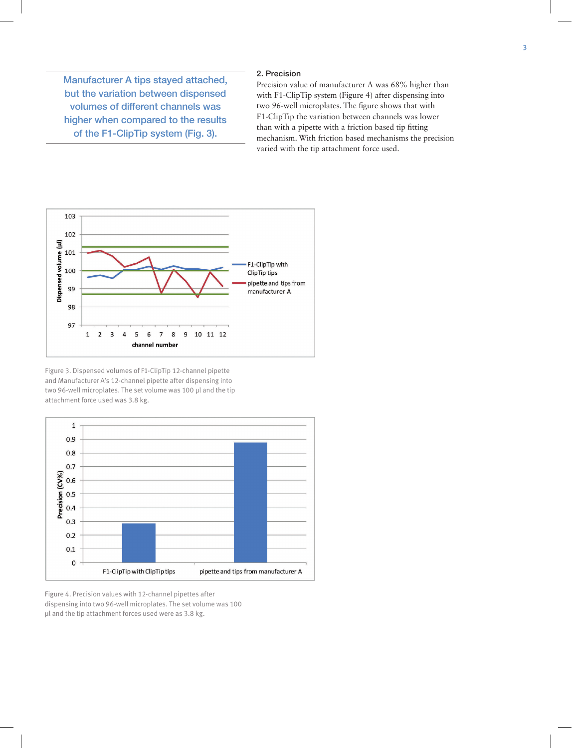> Manufacturer A tips stayed attached, but the variation between dispensed volumes of different channels was higher when compared to the results of the F1-ClipTip system (Fig. 3).

## 2. Precision

Precision value of manufacturer A was 68% higher than with F1-ClipTip system (Figure 4) after dispensing into two 96-well microplates. The figure shows that with F1-ClipTip the variation between channels was lower than with a pipette with a friction based tip fitting mechanism. With friction based mechanisms the precision varied with the tip attachment force used.

Figure 3. Dispensed volumes of F1-ClipTip 12-channel pipette and Manufacturer A's 12-channel pipette after dispensing into two 96-well microplates. The set volume was 100 µl and the tip attachment force used was 3.8 kg.

Figure 4. Precision values with 12-channel pipettes after dispensing into two 96-well microplates. The set volume was 100 µl and the tip attachment forces used were as 3.8 kg.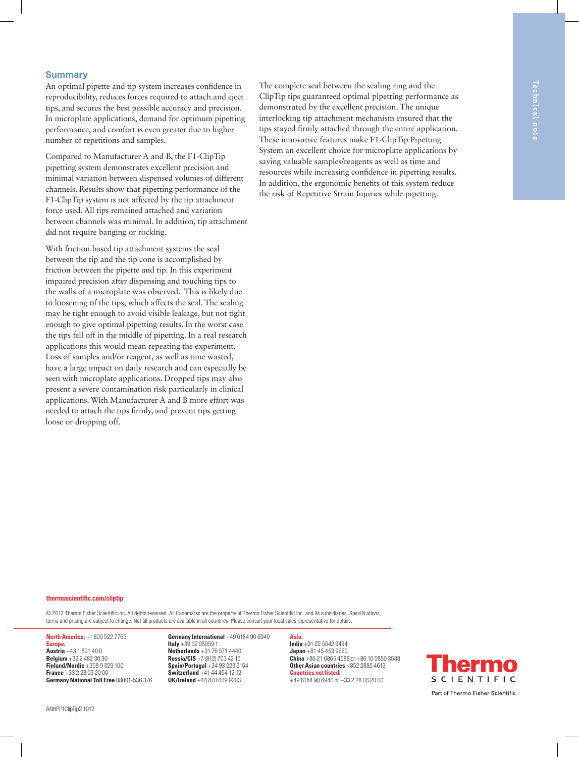## Summary

An optimal pipette and tip system increases confidence in reproducibility, reduces forces required to attach and eject tips, and secures the best possible accuracy and precision. In microplate applications, demand for optimum pipetting performance, and comfort is even greater due to higher number of repetitions and samples.

Compared to Manufacturer A and B, the F1-ClipTip pipetting system demonstrates excellent precision and minimal variation between dispensed volumes of different channels. Results show that pipetting performance of the F1-ClipTip system is not affected by the tip attachment force used. All tips remained attached and variation between channels was minimal. In addition, tip attachment did not require banging or rocking.

With friction based tip attachment systems the seal between the tip and the tip cone is accomplished by friction between the pipette and tip. In this experiment impaired precision after dispensing and touching tips to the walls of a microplate was observed. This is likely due to loosening of the tips, which affects the seal. The sealing may be tight enough to avoid visible leakage, but not tight enough to give optimal pipetting results. In the worst case the tips fell off in the middle of pipetting. In a real research applications this would mean repeating the experiment. Loss of samples and/or reagent, as well as time wasted, have a large impact on daily research and can especially be seen with microplate applications. Dropped tips may also present a severe contamination risk particularly in clinical applications. With Manufacturer A and B more effort was needed to attach the tips firmly, and prevent tips getting loose or dropping off.

The complete seal between the sealing ring and the ClipTip tips guaranteed optimal pipetting performance as demonstrated by the excellent precision. The unique interlocking tip attachment mechanism ensured that the tips stayed firmly attached through the entire application. These innovative features make F1-ClipTip Pipetting System an excellent choice for microplate applications by saving valuable samples/reagents as well as time and resources while increasing confidence in pipetting results. In addition, the ergonomic benefits of this system reduce the risk of Repetitive Strain Injuries while pipetting.

**thermoscientific.com/cliptip**

© 2012 Thermo Fisher Scientific Inc. All rights reserved. All trademarks are the property of Thermo Fisher Scientific Inc. and its subsidiaries. Specifications, terms and pricing are subject to change. Not all products are available in all countries. Please consult your local sales representative for details.

**North America:** +1 800 522 7763
**Europe:**
**Austria** +43 1 801 40 0
**Belgium** +32 2 482 30 30
**Finland/Nordic** +358 9 329 100
**France** +33 2 28 03 20 00
**Germany National Toll Free** 08001-536 376

**Germany International** +49 6184 90 6940
**Italy** +39 02 95059 1
**Netherlands** +31 76 571 4440
**Russia/CIS** +7 (812) 703 42 15
**Spain/Portugal** +34 93 223 3154
**Switzerland** +41 44 454 12 12
**UK/Ireland** +44 870 609 9203

**Asia:**
**India** +91 22 5542 9494
**Japan** +81 45 453 9220
**China** +86 21 6865 4588 or +86 10 5850 3588
**Other Asian countries** +852 2885 4613
**Countries not listed:**
+49 6184 90 6940 or +33 2 28 03 20 00

Thermo SCIENTIFIC
Part of Thermo Fisher Scientific

ANHPF1ClipTip2 1012